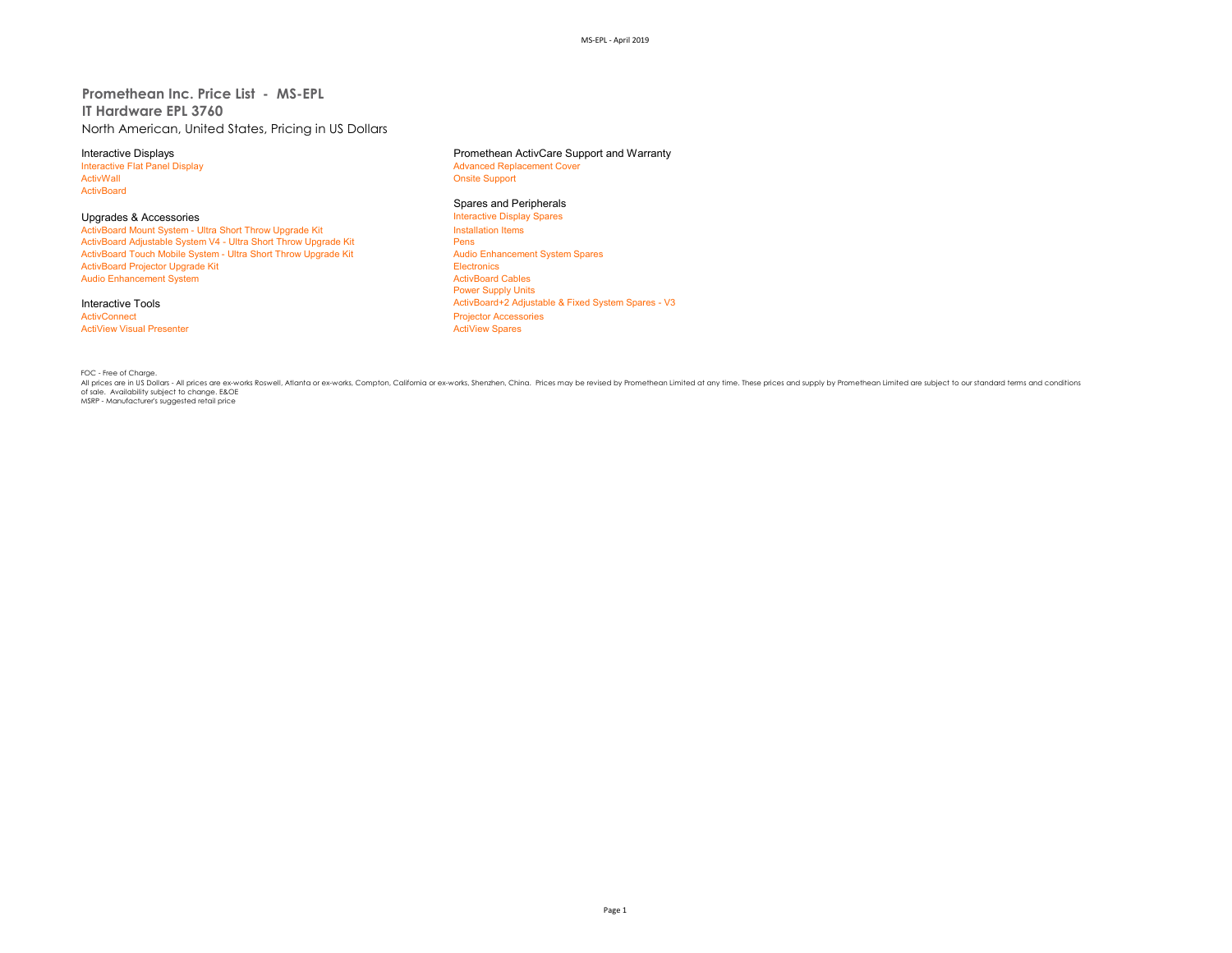# Promethean Inc. Price List - MS-EPL

## IT Hardware EPL 3760

North American, United States, Pricing in US Dollars

### Interactive Displays

- Interactive Flat Panel Display
- ActivWall
- ActivBoard

### Upgrades & Accessories

- ActivBoard Mount System - Ultra Short Throw Upgrade Kit
- ActivBoard Adjustable System V4 - Ultra Short Throw Upgrade Kit
- ActivBoard Touch Mobile System - Ultra Short Throw Upgrade Kit
- ActivBoard Projector Upgrade Kit
- Audio Enhancement System

### Interactive Tools

- ActivConnect
- ActiView Visual Presenter

### Promethean ActivCare Support and Warranty

- Advanced Replacement Cover
- Onsite Support

### Spares and Peripherals

- Interactive Display Spares
- Installation Items
- Pens
- Audio Enhancement System Spares
- Electronics
- ActivBoard Cables
- Power Supply Units
- ActivBoard+2 Adjustable & Fixed System Spares - V3
- Projector Accessories
- ActiView Spares

FOC - Free of Charge.

All prices are in US Dollars - All prices are ex-works Roswell, Atlanta or ex-works, Compton, California or ex-works, Shenzhen, China. Prices may be revised by Promethean Limited at any time. These prices and supply by Promethean Limited are subject to our standard terms and conditions of sale. Availability subject to change. E&OE

MSRP - Manufacturer's suggested retail price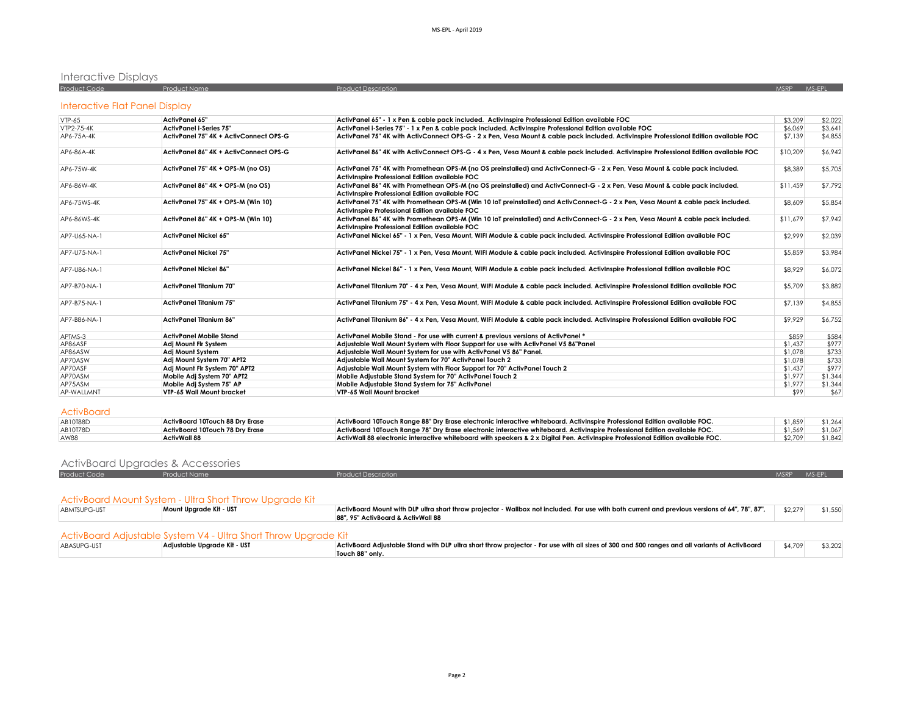# Interactive Displays

| Product Code | Product Name | Product Description | MSRP | MS-EPL |
|---|---|---|---|---|

## Interactive Flat Panel Display

| Product Code | Product Name | Product Description | MSRP | MS-EPL |
|---|---|---|---|---|
| VTP-65 | **ActivPanel 65"** | **ActivPanel 65" - 1 x Pen & cable pack included. ActivInspire Professional Edition available FOC** | $3,209 | $2,022 |
| VTP2-75-4K | **ActivPanel i-Series 75"** | **ActivPanel i-Series 75" - 1 x Pen & cable pack included. ActivInspire Professional Edition available FOC** | $6,069 | $3,641 |
| AP6-75A-4K | **ActivPanel 75" 4K + ActivConnect OPS-G** | **ActivPanel 75" 4K with ActivConnect OPS-G - 2 x Pen, Vesa Mount & cable pack included. ActivInspire Professional Edition available FOC** | $7,139 | $4,855 |
| AP6-86A-4K | **ActivPanel 86" 4K + ActivConnect OPS-G** | **ActivPanel 86" 4K with ActivConnect OPS-G - 4 x Pen, Vesa Mount & cable pack included. ActivInspire Professional Edition available FOC** | $10,209 | $6,942 |
| AP6-75W-4K | **ActivPanel 75" 4K + OPS-M (no OS)** | **ActivPanel 75" 4K with Promethean OPS-M (no OS preinstalled) and ActivConnect-G - 2 x Pen, Vesa Mount & cable pack included. ActivInspire Professional Edition available FOC** | $8,389 | $5,705 |
| AP6-86W-4K | **ActivPanel 86" 4K + OPS-M (no OS)** | **ActivPanel 86" 4K with Promethean OPS-M (no OS preinstalled) and ActivConnect-G - 2 x Pen, Vesa Mount & cable pack included. ActivInspire Professional Edition available FOC** | $11,459 | $7,792 |
| AP6-75WS-4K | **ActivPanel 75" 4K + OPS-M (Win 10)** | **ActivPanel 75" 4K with Promethean OPS-M (Win 10 IoT preinstalled) and ActivConnect-G - 2 x Pen, Vesa Mount & cable pack included. ActivInspire Professional Edition available FOC** | $8,609 | $5,854 |
| AP6-86WS-4K | **ActivPanel 86" 4K + OPS-M (Win 10)** | **ActivPanel 86" 4K with Promethean OPS-M (Win 10 IoT preinstalled) and ActivConnect-G - 2 x Pen, Vesa Mount & cable pack included. ActivInspire Professional Edition available FOC** | $11,679 | $7,942 |
| AP7-U65-NA-1 | **ActivPanel Nickel 65"** | **ActivPanel Nickel 65" - 1 x Pen, Vesa Mount, WIFI Module & cable pack included. ActivInspire Professional Edition available FOC** | $2,999 | $2,039 |
| AP7-U75-NA-1 | **ActivPanel Nickel 75"** | **ActivPanel Nickel 75" - 1 x Pen, Vesa Mount, WIFI Module & cable pack included. ActivInspire Professional Edition available FOC** | $5,859 | $3,984 |
| AP7-U86-NA-1 | **ActivPanel Nickel 86"** | **ActivPanel Nickel 86" - 1 x Pen, Vesa Mount, WIFI Module & cable pack included. ActivInspire Professional Edition available FOC** | $8,929 | $6,072 |
| AP7-B70-NA-1 | **ActivPanel Titanium 70"** | **ActivPanel Titanium 70" - 4 x Pen, Vesa Mount, WIFI Module & cable pack included. ActivInspire Professional Edition available FOC** | $5,709 | $3,882 |
| AP7-B75-NA-1 | **ActivPanel Titanium 75"** | **ActivPanel Titanium 75" - 4 x Pen, Vesa Mount, WIFI Module & cable pack included. ActivInspire Professional Edition available FOC** | $7,139 | $4,855 |
| AP7-B86-NA-1 | **ActivPanel Titanium 86"** | **ActivPanel Titanium 86" - 4 x Pen, Vesa Mount, WIFI Module & cable pack included. ActivInspire Professional Edition available FOC** | $9,929 | $6,752 |
| APTMS-3 | **ActivPanel Mobile Stand** | **ActivPanel Mobile Stand - For use with current & previous versions of ActivPanel *** | $859 | $584 |
| AP86ASF | **Adj Mount Flr System** | **Adjustable Wall Mount System with Floor Support for use with ActivPanel V5 86"Panel** | $1,437 | $977 |
| AP86ASW | **Adj Mount System** | **Adjustable Wall Mount System for use with ActivPanel V5 86" Panel.** | $1,078 | $733 |
| AP70ASW | **Adj Mount System 70" APT2** | **Adjustable Wall Mount System for 70" ActivPanel Touch 2** | $1,078 | $733 |
| AP70ASF | **Adj Mount Flr System 70" APT2** | **Adjustable Wall Mount System with Floor Support for 70" ActivPanel Touch 2** | $1,437 | $977 |
| AP70ASM | **Mobile Adj System 70" APT2** | **Mobile Adjustable Stand System for 70" ActivPanel Touch 2** | $1,977 | $1,344 |
| AP75ASM | **Mobile Adj System 75" AP** | **Mobile Adjustable Stand System for 75" ActivPanel** | $1,977 | $1,344 |
| AP-WALLMNT | **VTP-65 Wall Mount bracket** | **VTP-65 Wall Mount bracket** | $99 | $67 |

## ActivBoard

| Product Code | Product Name | Product Description | MSRP | MS-EPL |
|---|---|---|---|---|
| AB10T88D | **ActivBoard 10Touch 88 Dry Erase** | **ActivBoard 10Touch Range 88" Dry Erase electronic interactive whiteboard. ActivInspire Professional Edition available FOC.** | $1,859 | $1,264 |
| AB10T78D | **ActivBoard 10Touch 78 Dry Erase** | **ActivBoard 10Touch Range 78" Dry Erase electronic interactive whiteboard. ActivInspire Professional Edition available FOC.** | $1,569 | $1,067 |
| AW88 | **ActivWall 88** | **ActivWall 88 electronic interactive whiteboard with speakers & 2 x Digital Pen. ActivInspire Professional Edition available FOC.** | $2,709 | $1,842 |

# ActivBoard Upgrades & Accessories

| Product Code | Product Name | Product Description | MSRP | MS-EPL |
|---|---|---|---|---|

## ActivBoard Mount System - Ultra Short Throw Upgrade Kit

| Product Code | Product Name | Product Description | MSRP | MS-EPL |
|---|---|---|---|---|
| ABMTSUPG-UST | **Mount Upgrade Kit - UST** | **ActivBoard Mount with DLP ultra short throw projector - Wallbox not included. For use with both current and previous versions of 64", 78", 87", 88", 95" ActivBoard & ActivWall 88** | $2,279 | $1,550 |

## ActivBoard Adjustable System V4 - Ultra Short Throw Upgrade Kit

| Product Code | Product Name | Product Description | MSRP | MS-EPL |
|---|---|---|---|---|
| ABASUPG-UST | **Adjustable Upgrade Kit - UST** | **ActivBoard Adjustable Stand with DLP ultra short throw projector - For use with all sizes of 300 and 500 ranges and all variants of ActivBoard Touch 88" only.** | $4,709 | $3,202 |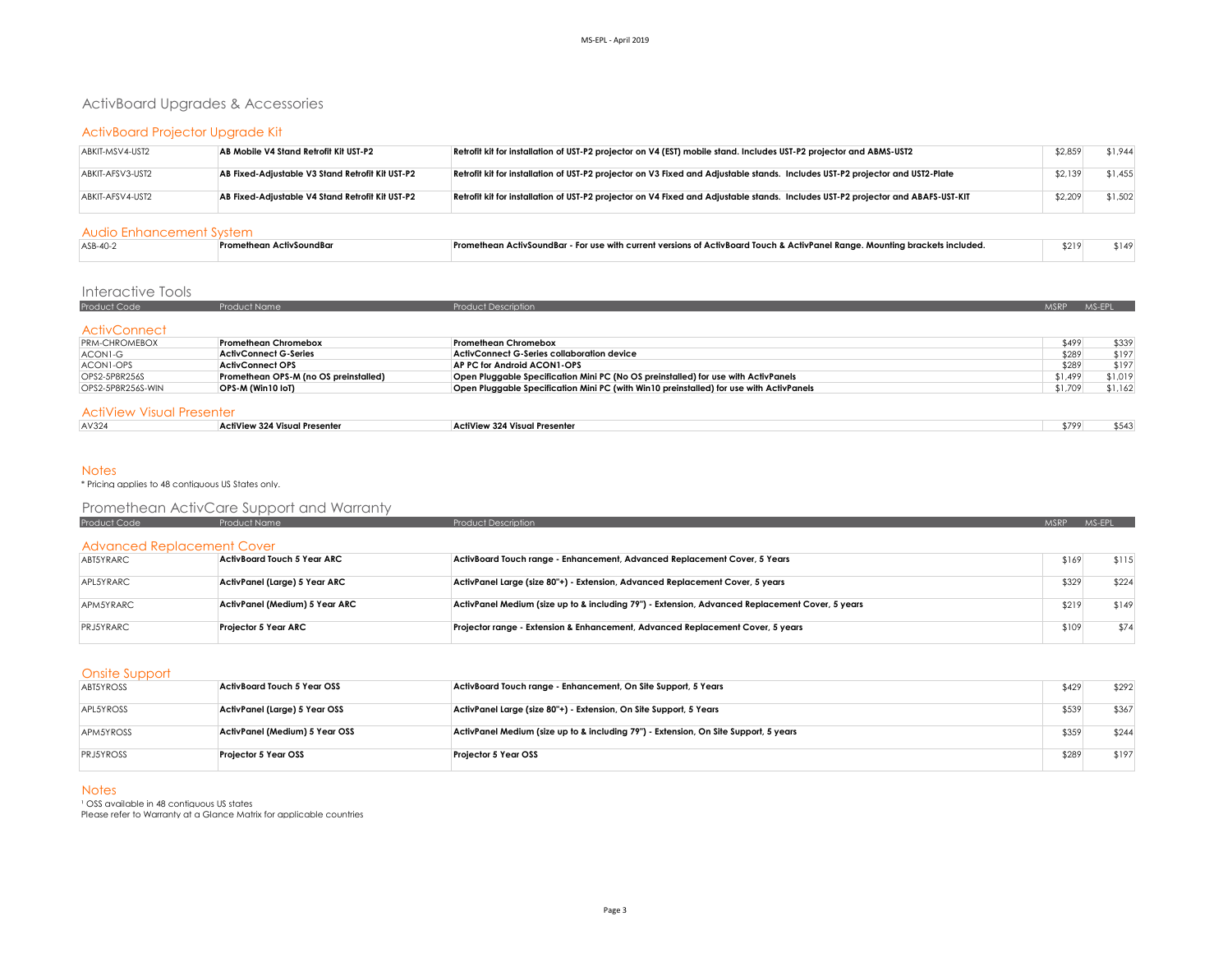# ActivBoard Upgrades & Accessories

## ActivBoard Projector Upgrade Kit

| Product Code | Product Name | Product Description | MSRP | MS-EPL |
|---|---|---|---|---|
| ABKIT-MSV4-UST2 | **AB Mobile V4 Stand Retrofit Kit UST-P2** | **Retrofit kit for installation of UST-P2 projector on V4 (EST) mobile stand. Includes UST-P2 projector and ABMS-UST2** | $2,859 | $1,944 |
| ABKIT-AFSV3-UST2 | **AB Fixed-Adjustable V3 Stand Retrofit Kit UST-P2** | **Retrofit kit for installation of UST-P2 projector on V3 Fixed and Adjustable stands. Includes UST-P2 projector and UST2-Plate** | $2,139 | $1,455 |
| ABKIT-AFSV4-UST2 | **AB Fixed-Adjustable V4 Stand Retrofit Kit UST-P2** | **Retrofit kit for installation of UST-P2 projector on V4 Fixed and Adjustable stands. Includes UST-P2 projector and ABAFS-UST-KIT** | $2,209 | $1,502 |

## Audio Enhancement System

| Product Code | Product Name | Product Description | MSRP | MS-EPL |
|---|---|---|---|---|
| ASB-40-2 | **Promethean ActivSoundBar** | **Promethean ActivSoundBar - For use with current versions of ActivBoard Touch & ActivPanel Range. Mounting brackets included.** | $219 | $149 |

# Interactive Tools

## ActivConnect

| Product Code | Product Name | Product Description | MSRP | MS-EPL |
|---|---|---|---|---|
| PRM-CHROMEBOX | **Promethean Chromebox** | **Promethean Chromebox** | $499 | $339 |
| ACON1-G | **ActivConnect G-Series** | **ActivConnect G-Series collaboration device** | $289 | $197 |
| ACON1-OPS | **ActivConnect OPS** | **AP PC for Android ACON1-OPS** | $289 | $197 |
| OPS2-5P8R256S | **Promethean OPS-M (no OS preinstalled)** | **Open Pluggable Specification Mini PC (No OS preinstalled) for use with ActivPanels** | $1,499 | $1,019 |
| OPS2-5P8R256S-WIN | **OPS-M (Win10 IoT)** | **Open Pluggable Specification Mini PC (with Win10 preinstalled) for use with ActivPanels** | $1,709 | $1,162 |

## ActiView Visual Presenter

| Product Code | Product Name | Product Description | MSRP | MS-EPL |
|---|---|---|---|---|
| AV324 | **ActiView 324 Visual Presenter** | **ActiView 324 Visual Presenter** | $799 | $543 |

## Notes

* Pricing applies to 48 contiguous US States only.

# Promethean ActivCare Support and Warranty

## Advanced Replacement Cover

| Product Code | Product Name | Product Description | MSRP | MS-EPL |
|---|---|---|---|---|
| ABT5YRARC | **ActivBoard Touch 5 Year ARC** | **ActivBoard Touch range - Enhancement, Advanced Replacement Cover, 5 Years** | $169 | $115 |
| APL5YRARC | **ActivPanel (Large) 5 Year ARC** | **ActivPanel Large (size 80"+) - Extension, Advanced Replacement Cover, 5 years** | $329 | $224 |
| APM5YRARC | **ActivPanel (Medium) 5 Year ARC** | **ActivPanel Medium (size up to & including 79") - Extension, Advanced Replacement Cover, 5 years** | $219 | $149 |
| PRJ5YRARC | **Projector 5 Year ARC** | **Projector range - Extension & Enhancement, Advanced Replacement Cover, 5 years** | $109 | $74 |

## Onsite Support

| Product Code | Product Name | Product Description | MSRP | MS-EPL |
|---|---|---|---|---|
| ABT5YROSS | **ActivBoard Touch 5 Year OSS** | **ActivBoard Touch range - Enhancement, On Site Support, 5 Years** | $429 | $292 |
| APL5YROSS | **ActivPanel (Large) 5 Year OSS** | **ActivPanel Large (size 80"+) - Extension, On Site Support, 5 Years** | $539 | $367 |
| APM5YROSS | **ActivPanel (Medium) 5 Year OSS** | **ActivPanel Medium (size up to & including 79") - Extension, On Site Support, 5 years** | $359 | $244 |
| PRJ5YROSS | **Projector 5 Year OSS** | **Projector 5 Year OSS** | $289 | $197 |

## Notes

[1] OSS available in 48 contiguous US states

Please refer to Warranty at a Glance Matrix for applicable countries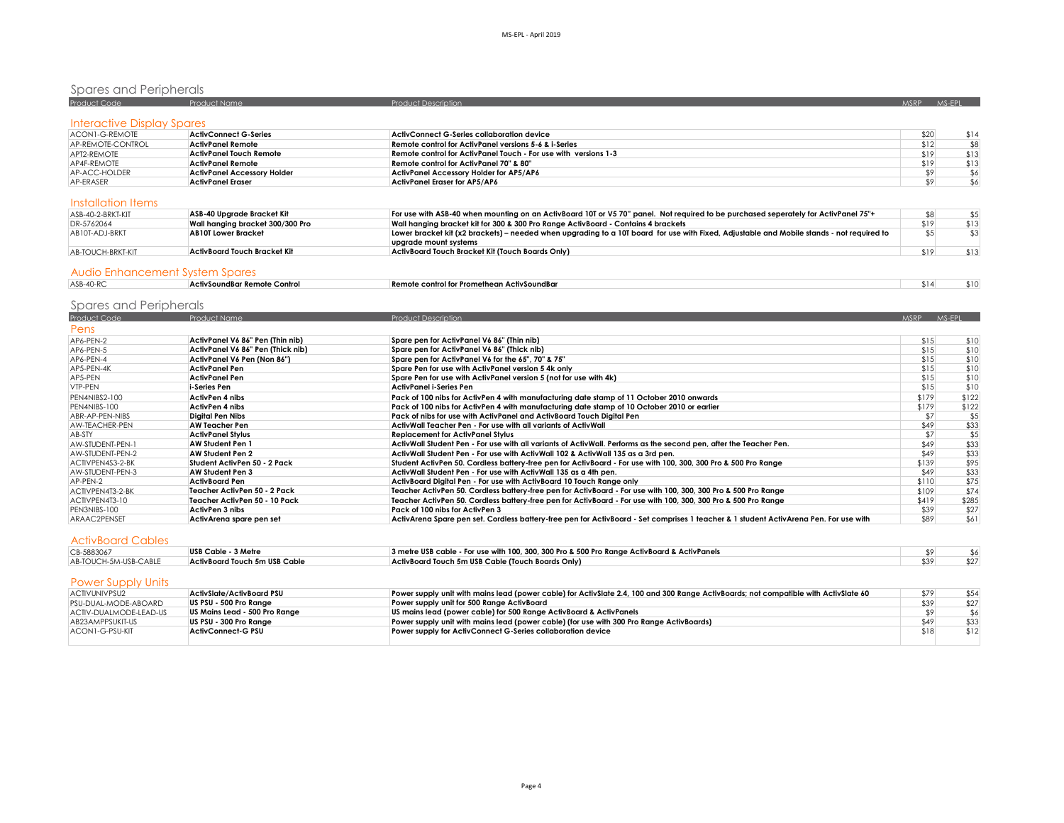## Spares and Peripherals

| Product Code | Product Name | Product Description | MSRP | MS-EPL |
|---|---|---|---|---|

### Interactive Display Spares

| Product Code | Product Name | Product Description | MSRP | MS-EPL |
|---|---|---|---|---|
| ACON1-G-REMOTE | **ActivConnect G-Series** | **ActivConnect G-Series collaboration device** | $20 | $14 |
| AP-REMOTE-CONTROL | **ActivPanel Remote** | **Remote control for ActivPanel versions 5-6 & i-Series** | $12 | $8 |
| APT2-REMOTE | **ActivPanel Touch Remote** | **Remote control for ActivPanel Touch - For use with versions 1-3** | $19 | $13 |
| AP4F-REMOTE | **ActivPanel Remote** | **Remote control for ActivPanel 70" & 80"** | $19 | $13 |
| AP-ACC-HOLDER | **ActivPanel Accessory Holder** | **ActivPanel Accessory Holder for AP5/AP6** | $9 | $6 |
| AP-ERASER | **ActivPanel Eraser** | **ActivPanel Eraser for AP5/AP6** | $9 | $6 |

### Installation Items

| Product Code | Product Name | Product Description | MSRP | MS-EPL |
|---|---|---|---|---|
| ASB-40-2-BRKT-KIT | **ASB-40 Upgrade Bracket Kit** | **For use with ASB-40 when mounting on an ActivBoard 10T or V5 70" panel. Not required to be purchased seperately for ActivPanel 75"+** | $8 | $5 |
| DR-5762064 | **Wall hanging bracket 300/300 Pro** | **Wall hanging bracket kit for 300 & 300 Pro Range ActivBoard - Contains 4 brackets** | $19 | $13 |
| AB10T-ADJ-BRKT | **AB10T Lower Bracket** | **Lower bracket kit (x2 brackets) – needed when upgrading to a 10T board for use with Fixed, Adjustable and Mobile stands - not required to upgrade mount systems** | $5 | $3 |
| AB-TOUCH-BRKT-KIT | **ActivBoard Touch Bracket Kit** | **ActivBoard Touch Bracket Kit (Touch Boards Only)** | $19 | $13 |

### Audio Enhancement System Spares

| Product Code | Product Name | Product Description | MSRP | MS-EPL |
|---|---|---|---|---|
| ASB-40-RC | **ActivSoundBar Remote Control** | **Remote control for Promethean ActivSoundBar** | $14 | $10 |

## Spares and Peripherals

### Pens

| Product Code | Product Name | Product Description | MSRP | MS-EPL |
|---|---|---|---|---|
| AP6-PEN-2 | **ActivPanel V6 86" Pen (Thin nib)** | **Spare pen for ActivPanel V6 86" (Thin nib)** | $15 | $10 |
| AP6-PEN-5 | **ActivPanel V6 86" Pen (Thick nib)** | **Spare pen for ActivPanel V6 86" (Thick nib)** | $15 | $10 |
| AP6-PEN-4 | **ActivPanel V6 Pen (Non 86")** | **Spare pen for ActivPanel V6 for the 65", 70" & 75"** | $15 | $10 |
| AP5-PEN-4K | **ActivPanel Pen** | **Spare Pen for use with ActivPanel version 5 4k only** | $15 | $10 |
| AP5-PEN | **ActivPanel Pen** | **Spare Pen for use with ActivPanel version 5 (not for use with 4k)** | $15 | $10 |
| VTP-PEN | **i-Series Pen** | **ActivPanel i-Series Pen** | $15 | $10 |
| PEN4NIBS2-100 | **ActivPen 4 nibs** | **Pack of 100 nibs for ActivPen 4 with manufacturing date stamp of 11 October 2010 onwards** | $179 | $122 |
| PEN4NIBS-100 | **ActivPen 4 nibs** | **Pack of 100 nibs for ActivPen 4 with manufacturing date stamp of 10 October 2010 or earlier** | $179 | $122 |
| ABR-AP-PEN-NIBS | **Digital Pen Nibs** | **Pack of nibs for use with ActivPanel and ActivBoard Touch Digital Pen** | $7 | $5 |
| AW-TEACHER-PEN | **AW Teacher Pen** | **ActivWall Teacher Pen - For use with all variants of ActivWall** | $49 | $33 |
| AB-STY | **ActivPanel Stylus** | **Replacement for ActivPanel Stylus** | $7 | $5 |
| AW-STUDENT-PEN-1 | **AW Student Pen 1** | **ActivWall Student Pen - For use with all variants of ActivWall. Performs as the second pen, after the Teacher Pen.** | $49 | $33 |
| AW-STUDENT-PEN-2 | **AW Student Pen 2** | **ActivWall Student Pen - For use with ActivWall 102 & ActivWall 135 as a 3rd pen.** | $49 | $33 |
| ACTIVPEN4S3-2-BK | **Student ActivPen 50 - 2 Pack** | **Student ActivPen 50. Cordless battery-free pen for ActivBoard - For use with 100, 300, 300 Pro & 500 Pro Range** | $139 | $95 |
| AW-STUDENT-PEN-3 | **AW Student Pen 3** | **ActivWall Student Pen - For use with ActivWall 135 as a 4th pen.** | $49 | $33 |
| AP-PEN-2 | **ActivBoard Pen** | **ActivBoard Digital Pen - For use with ActivBoard 10 Touch Range only** | $110 | $75 |
| ACTIVPEN4T3-2-BK | **Teacher ActivPen 50 - 2 Pack** | **Teacher ActivPen 50. Cordless battery-free pen for ActivBoard - For use with 100, 300, 300 Pro & 500 Pro Range** | $109 | $74 |
| ACTIVPEN4T3-10 | **Teacher ActivPen 50 - 10 Pack** | **Teacher ActivPen 50. Cordless battery-free pen for ActivBoard - For use with 100, 300, 300 Pro & 500 Pro Range** | $419 | $285 |
| PEN3NIBS-100 | **ActivPen 3 nibs** | **Pack of 100 nibs for ActivPen 3** | $39 | $27 |
| ARAAC2PENSET | **ActivArena spare pen set** | **ActivArena Spare pen set. Cordless battery-free pen for ActivBoard - Set comprises 1 teacher & 1 student ActivArena Pen. For use with** | $89 | $61 |

### ActivBoard Cables

| Product Code | Product Name | Product Description | MSRP | MS-EPL |
|---|---|---|---|---|
| CB-5883067 | **USB Cable - 3 Metre** | **3 metre USB cable - For use with 100, 300, 300 Pro & 500 Pro Range ActivBoard & ActivPanels** | $9 | $6 |
| AB-TOUCH-5M-USB-CABLE | **ActivBoard Touch 5m USB Cable** | **ActivBoard Touch 5m USB Cable (Touch Boards Only)** | $39 | $27 |

### Power Supply Units

| Product Code | Product Name | Product Description | MSRP | MS-EPL |
|---|---|---|---|---|
| ACTIVUNIVPSU2 | **ActivSlate/ActivBoard PSU** | **Power supply unit with mains lead (power cable) for ActivSlate 2.4, 100 and 300 Range ActivBoards; not compatible with ActivSlate 60** | $79 | $54 |
| PSU-DUAL-MODE-ABOARD | **US PSU - 500 Pro Range** | **Power supply unit for 500 Range ActivBoard** | $39 | $27 |
| ACTIV-DUALMODE-LEAD-US | **US Mains Lead - 500 Pro Range** | **US mains lead (power cable) for 500 Range ActivBoard & ActivPanels** | $9 | $6 |
| AB23AMPPSUKIT-US | **US PSU - 300 Pro Range** | **Power supply unit with mains lead (power cable) (for use with 300 Pro Range ActivBoards)** | $49 | $33 |
| ACON1-G-PSU-KIT | **ActivConnect-G PSU** | **Power supply for ActivConnect G-Series collaboration device** | $18 | $12 |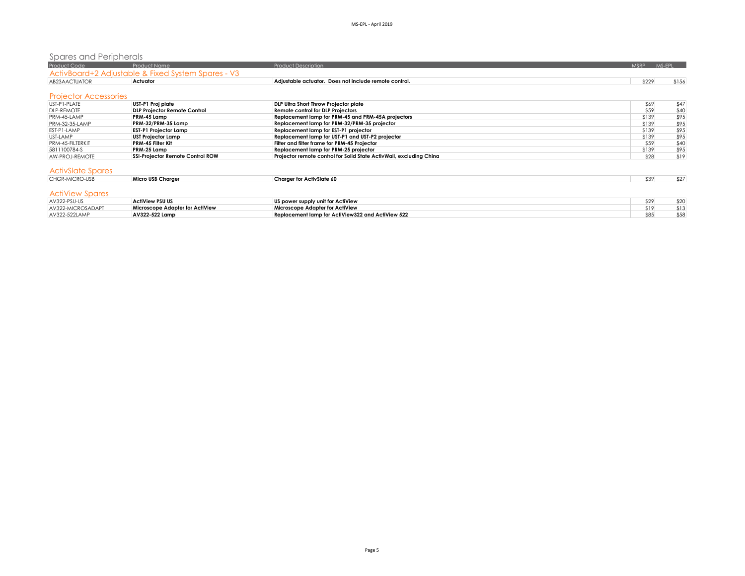# Spares and Peripherals

| Product Code | Product Name | Product Description | MSRP | MS-EPL |
|---|---|---|---|---|

## ActivBoard+2 Adjustable & Fixed System Spares - V3

| Product Code | Product Name | Product Description | MSRP | MS-EPL |
|---|---|---|---|---|
| AB23AACTUATOR | **Actuator** | **Adjustable actuator. Does not include remote control.** | $229 | $156 |

## Projector Accessories

| Product Code | Product Name | Product Description | MSRP | MS-EPL |
|---|---|---|---|---|
| UST-P1-PLATE | **UST-P1 Proj plate** | **DLP Ultra Short Throw Projector plate** | $69 | $47 |
| DLP-REMOTE | **DLP Projector Remote Control** | **Remote control for DLP Projectors** | $59 | $40 |
| PRM-45-LAMP | **PRM-45 Lamp** | **Replacement lamp for PRM-45 and PRM-45A projectors** | $139 | $95 |
| PRM-32-35-LAMP | **PRM-32/PRM-35 Lamp** | **Replacement lamp for PRM-32/PRM-35 projector** | $139 | $95 |
| EST-P1-LAMP | **EST-P1 Projector Lamp** | **Replacement lamp for EST-P1 projector** | $139 | $95 |
| UST-LAMP | **UST Projector Lamp** | **Replacement lamp for UST-P1 and UST-P2 projector** | $139 | $95 |
| PRM-45-FILTERKIT | **PRM-45 Filter Kit** | **Filter and filter frame for PRM-45 Projector** | $59 | $40 |
| 5811100784-S | **PRM-25 Lamp** | **Replacement lamp for PRM-25 projector** | $139 | $95 |
| AW-PROJ-REMOTE | **SSI-Projector Remote Control ROW** | **Projector remote control for Solid State ActivWall, excluding China** | $28 | $19 |

## ActivSlate Spares

| Product Code | Product Name | Product Description | MSRP | MS-EPL |
|---|---|---|---|---|
| CHGR-MICRO-USB | **Micro USB Charger** | **Charger for ActivSlate 60** | $39 | $27 |

## ActiView Spares

| Product Code | Product Name | Product Description | MSRP | MS-EPL |
|---|---|---|---|---|
| AV322-PSU-US | **ActiView PSU US** | **US power supply unit for ActiView** | $29 | $20 |
| AV322-MICROSADAPT | **Microscope Adapter for ActiView** | **Microscope Adapter for ActiView** | $19 | $13 |
| AV322-522LAMP | **AV322-522 Lamp** | **Replacement lamp for ActiView322 and ActiView 522** | $85 | $58 |